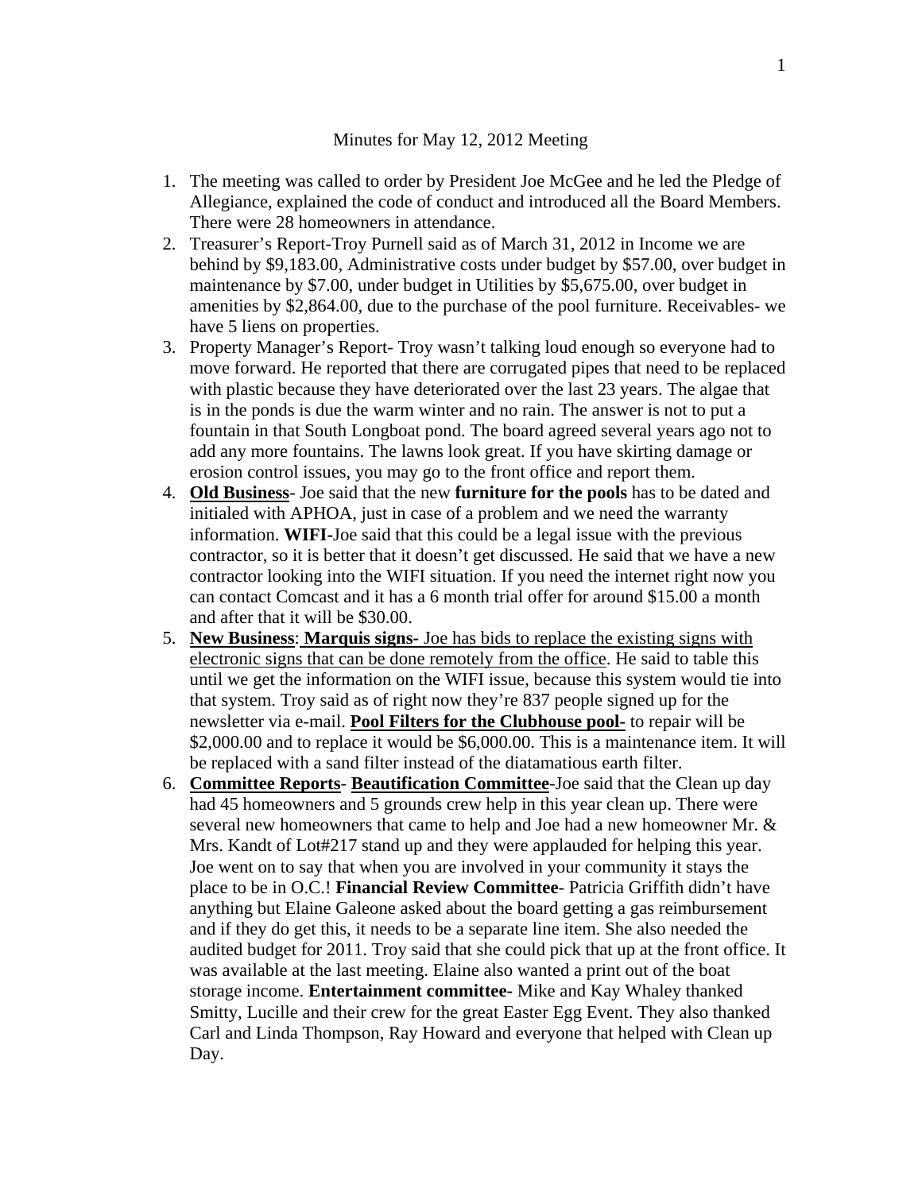Minutes for May 12, 2012 Meeting

1. The meeting was called to order by President Joe McGee and he led the Pledge of Allegiance, explained the code of conduct and introduced all the Board Members. There were 28 homeowners in attendance.
2. Treasurer's Report-Troy Purnell said as of March 31, 2012 in Income we are behind by $9,183.00, Administrative costs under budget by $57.00, over budget in maintenance by $7.00, under budget in Utilities by $5,675.00, over budget in amenities by $2,864.00, due to the purchase of the pool furniture. Receivables- we have 5 liens on properties.
3. Property Manager's Report- Troy wasn't talking loud enough so everyone had to move forward. He reported that there are corrugated pipes that need to be replaced with plastic because they have deteriorated over the last 23 years. The algae that is in the ponds is due the warm winter and no rain. The answer is not to put a fountain in that South Longboat pond. The board agreed several years ago not to add any more fountains. The lawns look great. If you have skirting damage or erosion control issues, you may go to the front office and report them.
4. <u>**Old Business**</u>- Joe said that the new **furniture for the pools** has to be dated and initialed with APHOA, just in case of a problem and we need the warranty information. **WIFI**-Joe said that this could be a legal issue with the previous contractor, so it is better that it doesn't get discussed. He said that we have a new contractor looking into the WIFI situation. If you need the internet right now you can contact Comcast and it has a 6 month trial offer for around $15.00 a month and after that it will be $30.00.
5. <u>**New Business**</u>: <u>**Marquis signs-** Joe has bids to replace the existing signs with electronic signs that can be done remotely from the office</u>. He said to table this until we get the information on the WIFI issue, because this system would tie into that system. Troy said as of right now they're 837 people signed up for the newsletter via e-mail. <u>**Pool Filters for the Clubhouse pool-**</u> to repair will be $2,000.00 and to replace it would be $6,000.00. This is a maintenance item. It will be replaced with a sand filter instead of the diatamatious earth filter.
6. <u>**Committee Reports**</u>- <u>**Beautification Committee**</u>-Joe said that the Clean up day had 45 homeowners and 5 grounds crew help in this year clean up. There were several new homeowners that came to help and Joe had a new homeowner Mr. & Mrs. Kandt of Lot#217 stand up and they were applauded for helping this year. Joe went on to say that when you are involved in your community it stays the place to be in O.C.! **Financial Review Committee**- Patricia Griffith didn't have anything but Elaine Galeone asked about the board getting a gas reimbursement and if they do get this, it needs to be a separate line item. She also needed the audited budget for 2011. Troy said that she could pick that up at the front office. It was available at the last meeting. Elaine also wanted a print out of the boat storage income. **Entertainment committee-** Mike and Kay Whaley thanked Smitty, Lucille and their crew for the great Easter Egg Event. They also thanked Carl and Linda Thompson, Ray Howard and everyone that helped with Clean up Day.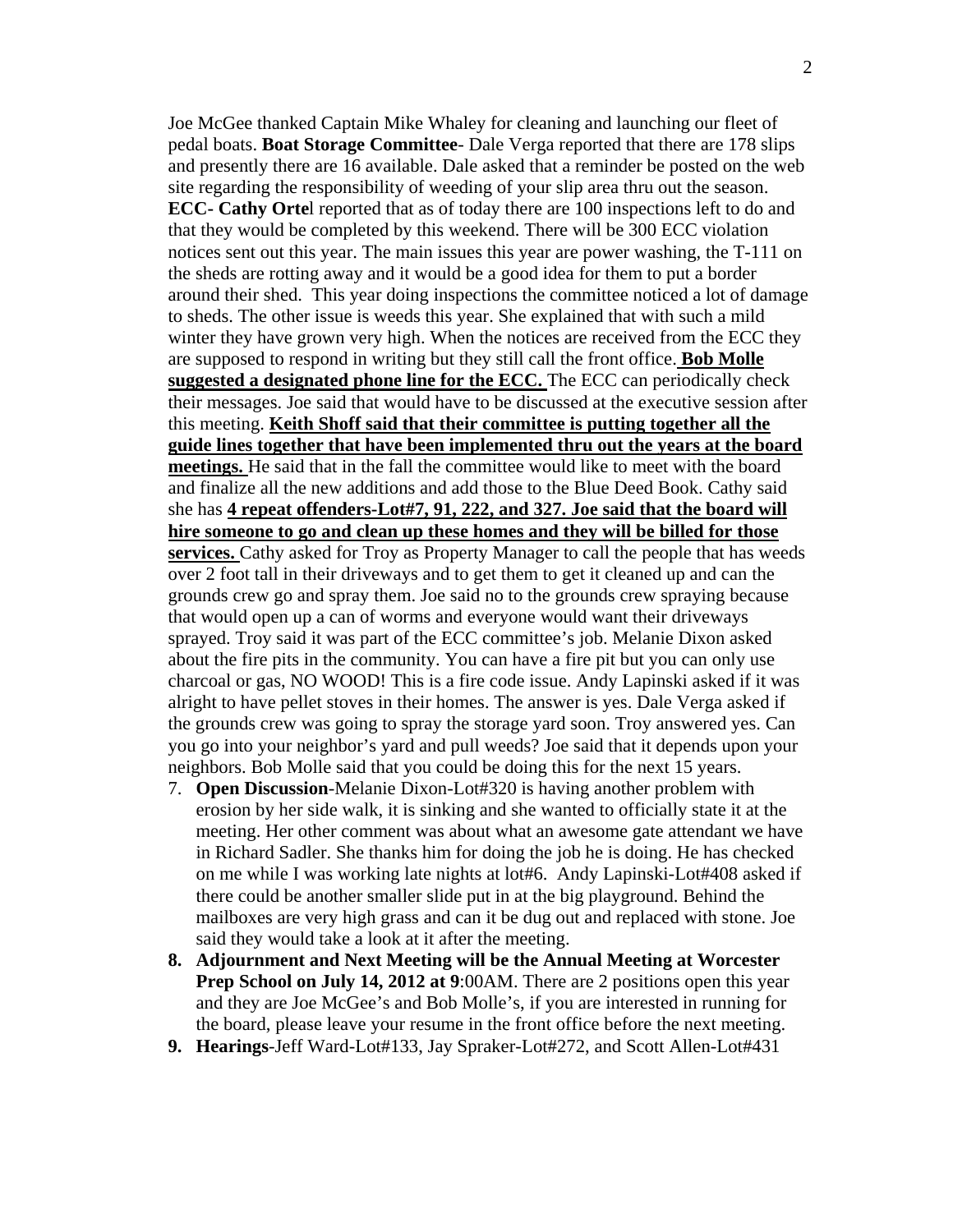Joe McGee thanked Captain Mike Whaley for cleaning and launching our fleet of pedal boats. **Boat Storage Committee**- Dale Verga reported that there are 178 slips and presently there are 16 available. Dale asked that a reminder be posted on the web site regarding the responsibility of weeding of your slip area thru out the season. **ECC- Cathy Orte**l reported that as of today there are 100 inspections left to do and that they would be completed by this weekend. There will be 300 ECC violation notices sent out this year. The main issues this year are power washing, the T-111 on the sheds are rotting away and it would be a good idea for them to put a border around their shed. This year doing inspections the committee noticed a lot of damage to sheds. The other issue is weeds this year. She explained that with such a mild winter they have grown very high. When the notices are received from the ECC they are supposed to respond in writing but they still call the front office. **Bob Molle suggested a designated phone line for the ECC.** The ECC can periodically check their messages. Joe said that would have to be discussed at the executive session after this meeting. **Keith Shoff said that their committee is putting together all the guide lines together that have been implemented thru out the years at the board meetings.** He said that in the fall the committee would like to meet with the board and finalize all the new additions and add those to the Blue Deed Book. Cathy said she has **4 repeat offenders-Lot#7, 91, 222, and 327. Joe said that the board will hire someone to go and clean up these homes and they will be billed for those services.** Cathy asked for Troy as Property Manager to call the people that has weeds over 2 foot tall in their driveways and to get them to get it cleaned up and can the grounds crew go and spray them. Joe said no to the grounds crew spraying because that would open up a can of worms and everyone would want their driveways sprayed. Troy said it was part of the ECC committee's job. Melanie Dixon asked about the fire pits in the community. You can have a fire pit but you can only use charcoal or gas, NO WOOD! This is a fire code issue. Andy Lapinski asked if it was alright to have pellet stoves in their homes. The answer is yes. Dale Verga asked if the grounds crew was going to spray the storage yard soon. Troy answered yes. Can you go into your neighbor's yard and pull weeds? Joe said that it depends upon your neighbors. Bob Molle said that you could be doing this for the next 15 years.

7. **Open Discussion**-Melanie Dixon-Lot#320 is having another problem with erosion by her side walk, it is sinking and she wanted to officially state it at the meeting. Her other comment was about what an awesome gate attendant we have in Richard Sadler. She thanks him for doing the job he is doing. He has checked on me while I was working late nights at lot#6. Andy Lapinski-Lot#408 asked if there could be another smaller slide put in at the big playground. Behind the mailboxes are very high grass and can it be dug out and replaced with stone. Joe said they would take a look at it after the meeting.
8. **Adjournment and Next Meeting will be the Annual Meeting at Worcester Prep School on July 14, 2012 at 9**:00AM. There are 2 positions open this year and they are Joe McGee's and Bob Molle's, if you are interested in running for the board, please leave your resume in the front office before the next meeting.
9. **Hearings**-Jeff Ward-Lot#133, Jay Spraker-Lot#272, and Scott Allen-Lot#431